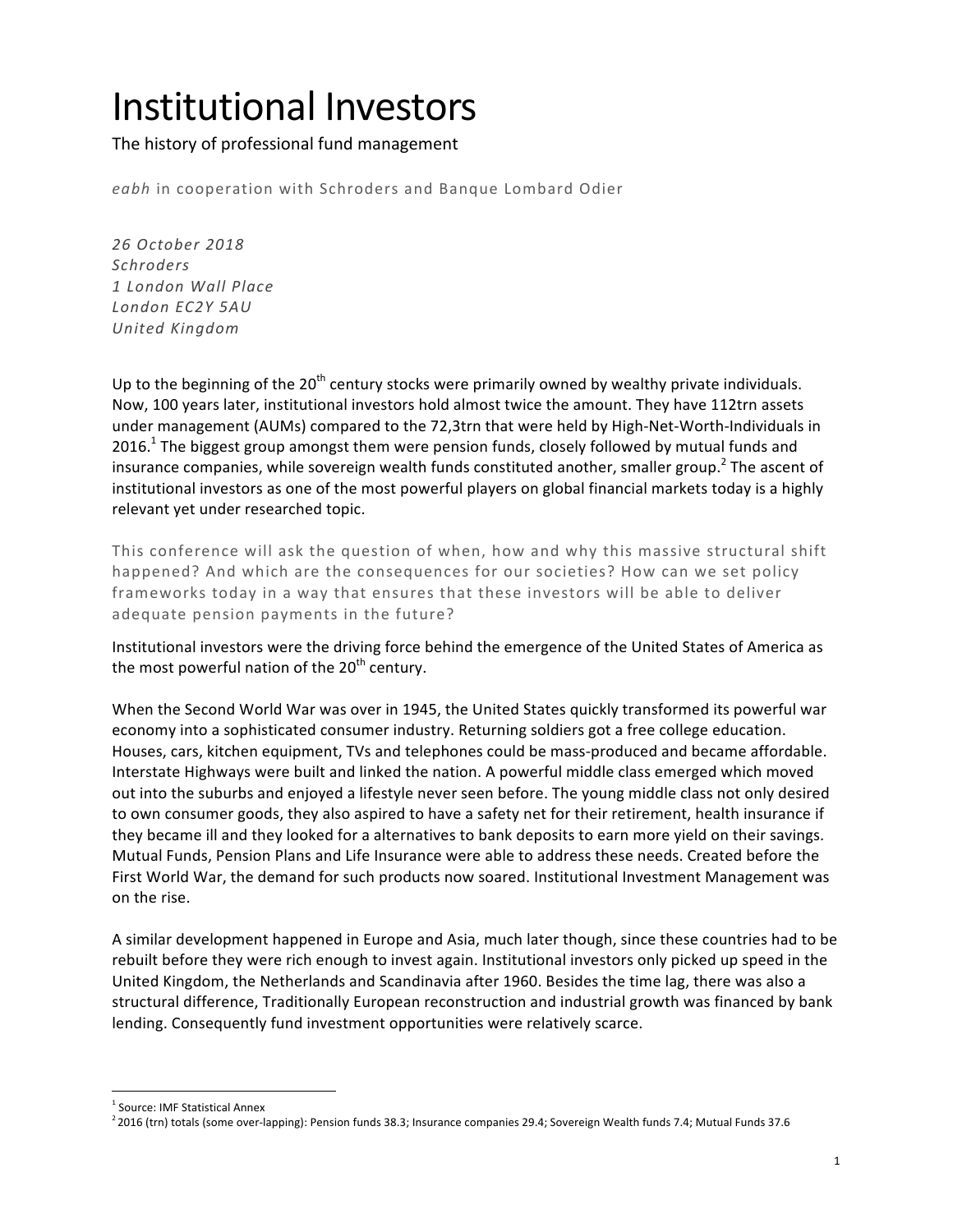# Institutional Investors

The history of professional fund management

*eabh* in cooperation with Schroders and Banque Lombard Odier

*26 October 2018*
*Schroders*
*1 London Wall Place*
*London EC2Y 5AU*
*United Kingdom*

Up to the beginning of the 20th century stocks were primarily owned by wealthy private individuals. Now, 100 years later, institutional investors hold almost twice the amount. They have 112trn assets under management (AUMs) compared to the 72,3trn that were held by High-Net-Worth-Individuals in 2016.[1] The biggest group amongst them were pension funds, closely followed by mutual funds and insurance companies, while sovereign wealth funds constituted another, smaller group.[2] The ascent of institutional investors as one of the most powerful players on global financial markets today is a highly relevant yet under researched topic.

This conference will ask the question of when, how and why this massive structural shift happened? And which are the consequences for our societies? How can we set policy frameworks today in a way that ensures that these investors will be able to deliver adequate pension payments in the future?

Institutional investors were the driving force behind the emergence of the United States of America as the most powerful nation of the 20th century.

When the Second World War was over in 1945, the United States quickly transformed its powerful war economy into a sophisticated consumer industry. Returning soldiers got a free college education. Houses, cars, kitchen equipment, TVs and telephones could be mass-produced and became affordable. Interstate Highways were built and linked the nation. A powerful middle class emerged which moved out into the suburbs and enjoyed a lifestyle never seen before. The young middle class not only desired to own consumer goods, they also aspired to have a safety net for their retirement, health insurance if they became ill and they looked for a alternatives to bank deposits to earn more yield on their savings. Mutual Funds, Pension Plans and Life Insurance were able to address these needs. Created before the First World War, the demand for such products now soared. Institutional Investment Management was on the rise.

A similar development happened in Europe and Asia, much later though, since these countries had to be rebuilt before they were rich enough to invest again. Institutional investors only picked up speed in the United Kingdom, the Netherlands and Scandinavia after 1960. Besides the time lag, there was also a structural difference, Traditionally European reconstruction and industrial growth was financed by bank lending. Consequently fund investment opportunities were relatively scarce.

---

[1] Source: IMF Statistical Annex

[2] 2016 (trn) totals (some over-lapping): Pension funds 38.3; Insurance companies 29.4; Sovereign Wealth funds 7.4; Mutual Funds 37.6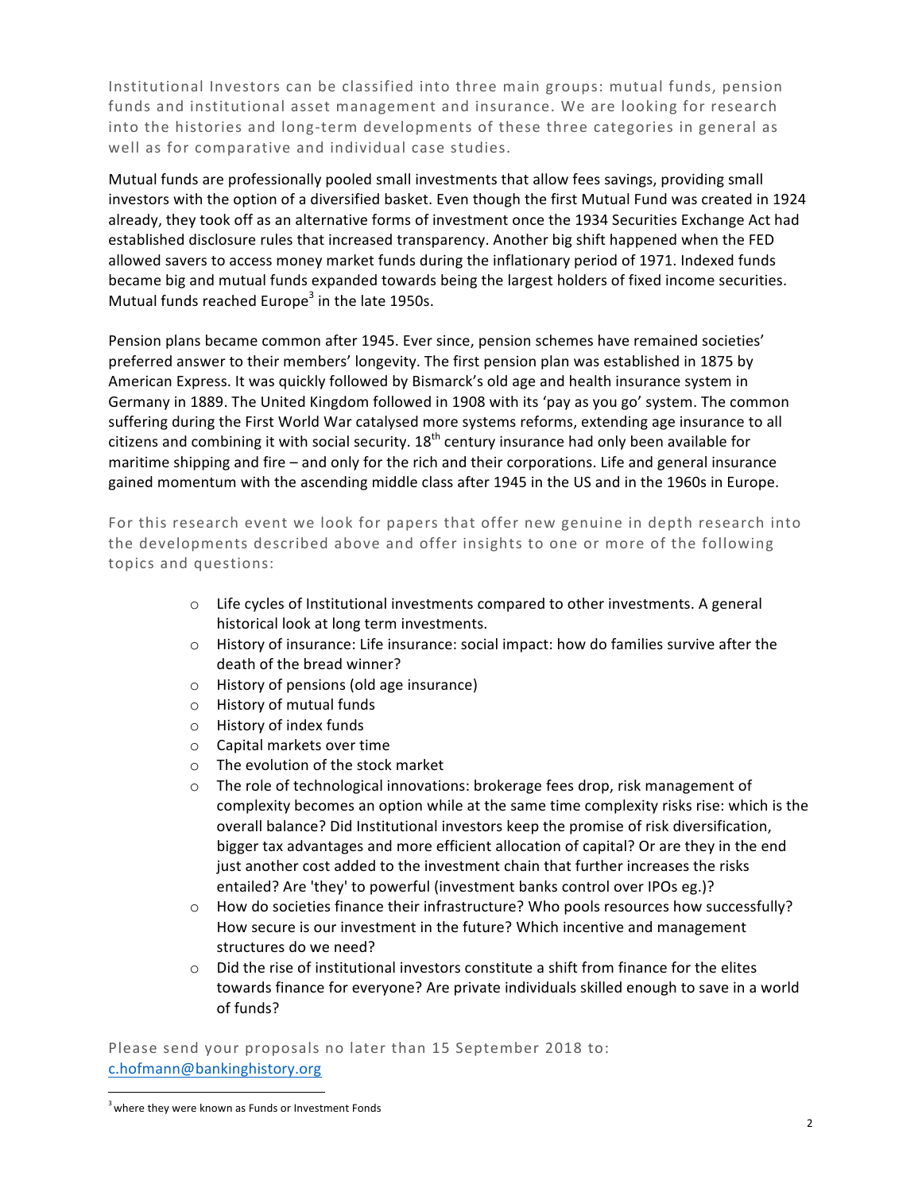Institutional Investors can be classified into three main groups: mutual funds, pension funds and institutional asset management and insurance. We are looking for research into the histories and long-term developments of these three categories in general as well as for comparative and individual case studies.

Mutual funds are professionally pooled small investments that allow fees savings, providing small investors with the option of a diversified basket. Even though the first Mutual Fund was created in 1924 already, they took off as an alternative forms of investment once the 1934 Securities Exchange Act had established disclosure rules that increased transparency. Another big shift happened when the FED allowed savers to access money market funds during the inflationary period of 1971. Indexed funds became big and mutual funds expanded towards being the largest holders of fixed income securities. Mutual funds reached Europe[3] in the late 1950s.

Pension plans became common after 1945. Ever since, pension schemes have remained societies' preferred answer to their members' longevity. The first pension plan was established in 1875 by American Express. It was quickly followed by Bismarck's old age and health insurance system in Germany in 1889. The United Kingdom followed in 1908 with its 'pay as you go' system. The common suffering during the First World War catalysed more systems reforms, extending age insurance to all citizens and combining it with social security. 18th century insurance had only been available for maritime shipping and fire – and only for the rich and their corporations. Life and general insurance gained momentum with the ascending middle class after 1945 in the US and in the 1960s in Europe.

For this research event we look for papers that offer new genuine in depth research into the developments described above and offer insights to one or more of the following topics and questions:

- Life cycles of Institutional investments compared to other investments. A general historical look at long term investments.
- History of insurance: Life insurance: social impact: how do families survive after the death of the bread winner?
- History of pensions (old age insurance)
- History of mutual funds
- History of index funds
- Capital markets over time
- The evolution of the stock market
- The role of technological innovations: brokerage fees drop, risk management of complexity becomes an option while at the same time complexity risks rise: which is the overall balance? Did Institutional investors keep the promise of risk diversification, bigger tax advantages and more efficient allocation of capital? Or are they in the end just another cost added to the investment chain that further increases the risks entailed? Are 'they' to powerful (investment banks control over IPOs eg.)?
- How do societies finance their infrastructure? Who pools resources how successfully? How secure is our investment in the future? Which incentive and management structures do we need?
- Did the rise of institutional investors constitute a shift from finance for the elites towards finance for everyone? Are private individuals skilled enough to save in a world of funds?

Please send your proposals no later than 15 September 2018 to: c.hofmann@bankinghistory.org

[3] where they were known as Funds or Investment Fonds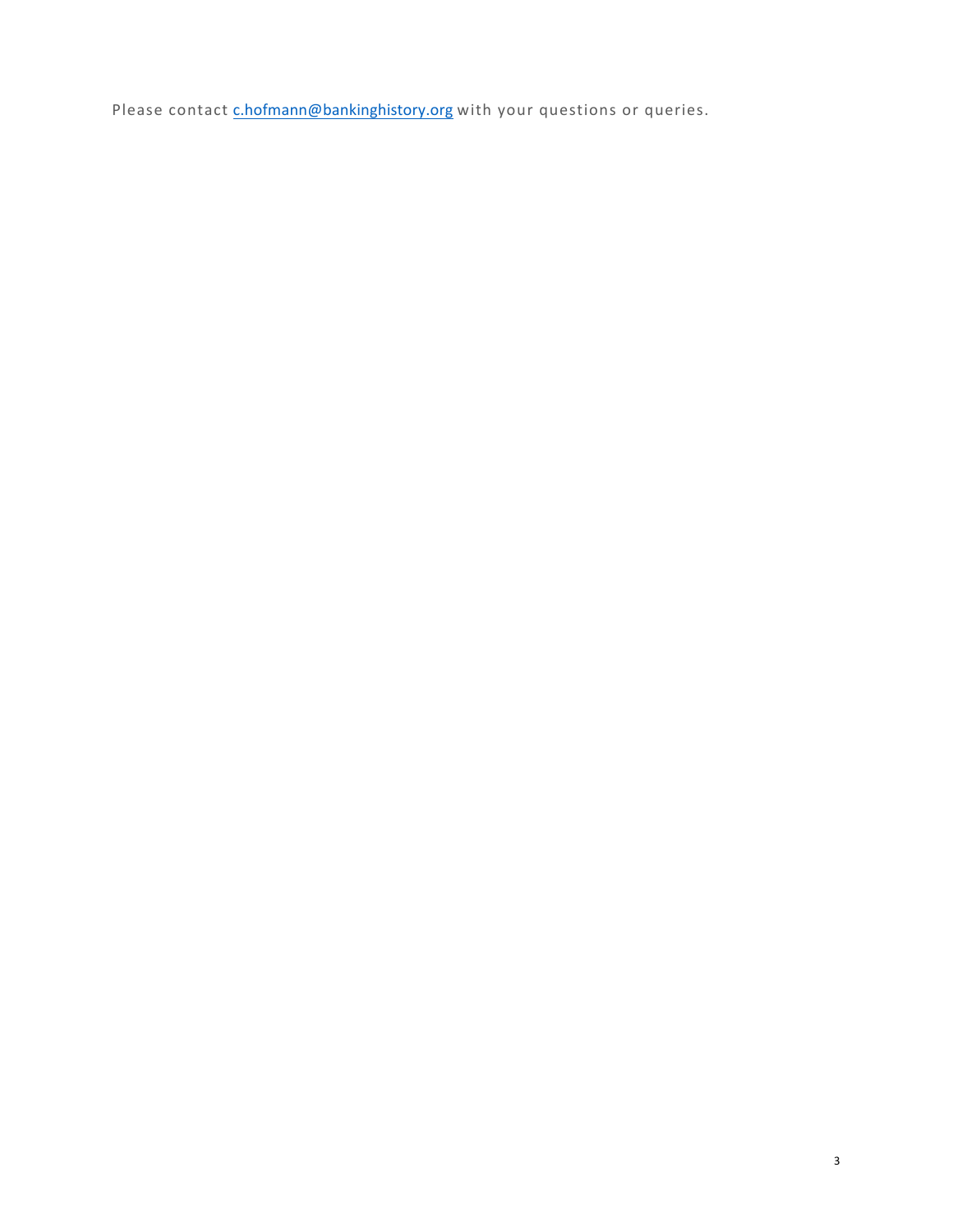Please contact c.hofmann@bankinghistory.org with your questions or queries.